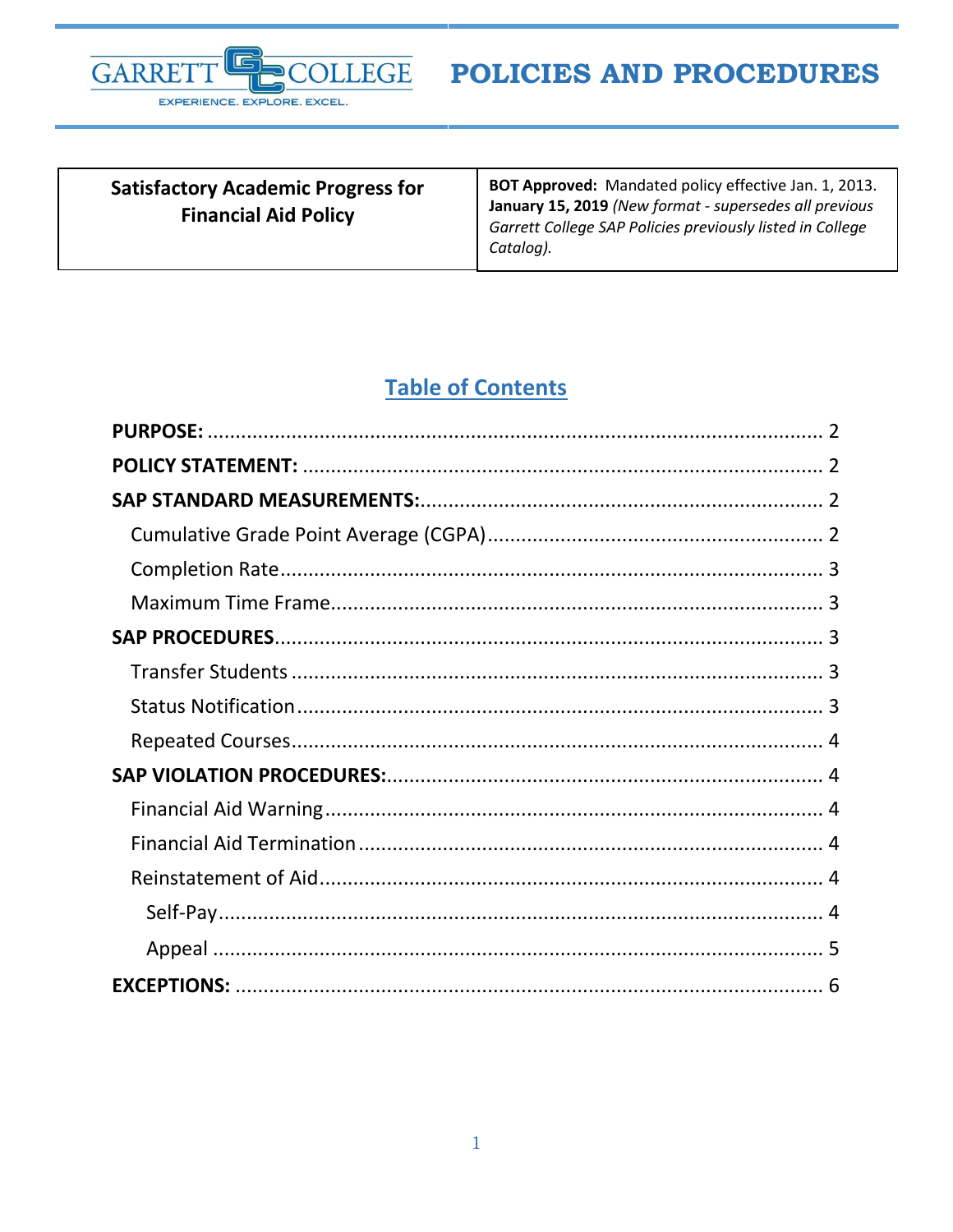# GARRETT COLLEGE — POLICIES AND PROCEDURES

| Satisfactory Academic Progress for Financial Aid Policy | **BOT Approved:** Mandated policy effective Jan. 1, 2013. **January 15, 2019** *(New format - supersedes all previous Garrett College SAP Policies previously listed in College Catalog).* |
|---|---|

## Table of Contents

**PURPOSE:** ..... 2
**POLICY STATEMENT:** ..... 2
**SAP STANDARD MEASUREMENTS:** ..... 2
- Cumulative Grade Point Average (CGPA) ..... 2
- Completion Rate ..... 3
- Maximum Time Frame ..... 3

**SAP PROCEDURES** ..... 3
- Transfer Students ..... 3
- Status Notification ..... 3
- Repeated Courses ..... 4

**SAP VIOLATION PROCEDURES:** ..... 4
- Financial Aid Warning ..... 4
- Financial Aid Termination ..... 4
- Reinstatement of Aid ..... 4
  - Self-Pay ..... 4
  - Appeal ..... 5

**EXCEPTIONS:** ..... 6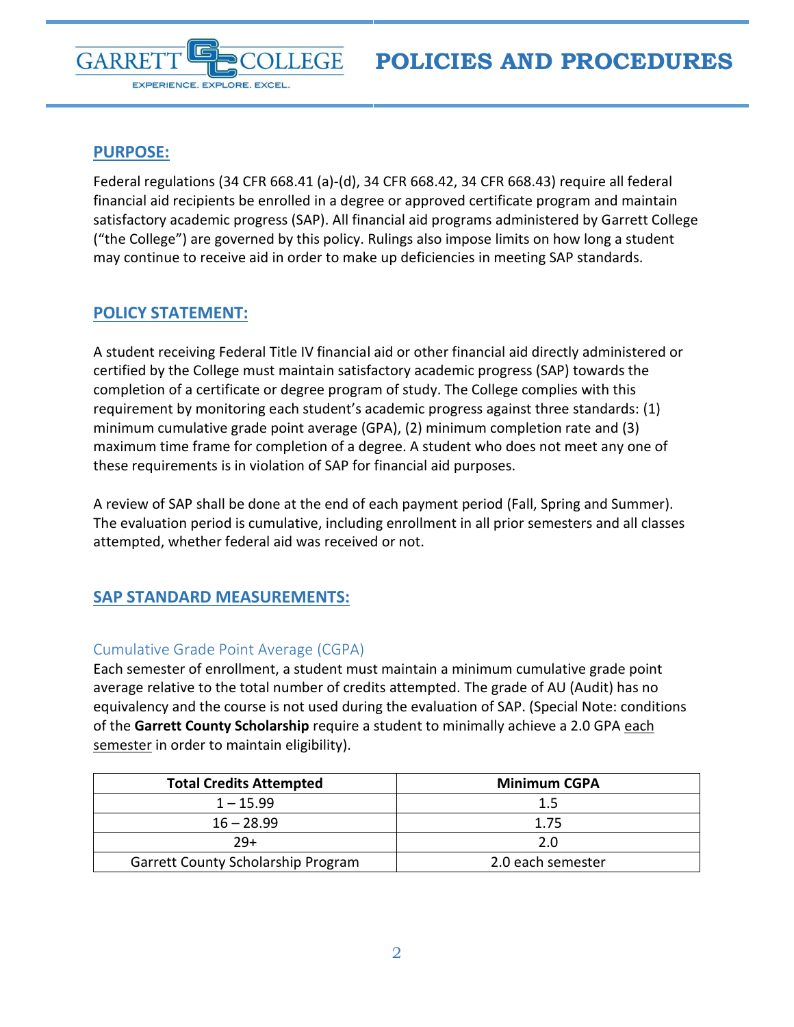## PURPOSE:

Federal regulations (34 CFR 668.41 (a)-(d), 34 CFR 668.42, 34 CFR 668.43) require all federal financial aid recipients be enrolled in a degree or approved certificate program and maintain satisfactory academic progress (SAP). All financial aid programs administered by Garrett College ("the College") are governed by this policy. Rulings also impose limits on how long a student may continue to receive aid in order to make up deficiencies in meeting SAP standards.

## POLICY STATEMENT:

A student receiving Federal Title IV financial aid or other financial aid directly administered or certified by the College must maintain satisfactory academic progress (SAP) towards the completion of a certificate or degree program of study. The College complies with this requirement by monitoring each student's academic progress against three standards: (1) minimum cumulative grade point average (GPA), (2) minimum completion rate and (3) maximum time frame for completion of a degree. A student who does not meet any one of these requirements is in violation of SAP for financial aid purposes.

A review of SAP shall be done at the end of each payment period (Fall, Spring and Summer). The evaluation period is cumulative, including enrollment in all prior semesters and all classes attempted, whether federal aid was received or not.

## SAP STANDARD MEASUREMENTS:

### Cumulative Grade Point Average (CGPA)

Each semester of enrollment, a student must maintain a minimum cumulative grade point average relative to the total number of credits attempted. The grade of AU (Audit) has no equivalency and the course is not used during the evaluation of SAP. (Special Note: conditions of the **Garrett County Scholarship** require a student to minimally achieve a 2.0 GPA <u>each semester</u> in order to maintain eligibility).

| Total Credits Attempted | Minimum CGPA |
|---|---|
| 1 – 15.99 | 1.5 |
| 16 – 28.99 | 1.75 |
| 29+ | 2.0 |
| Garrett County Scholarship Program | 2.0 each semester |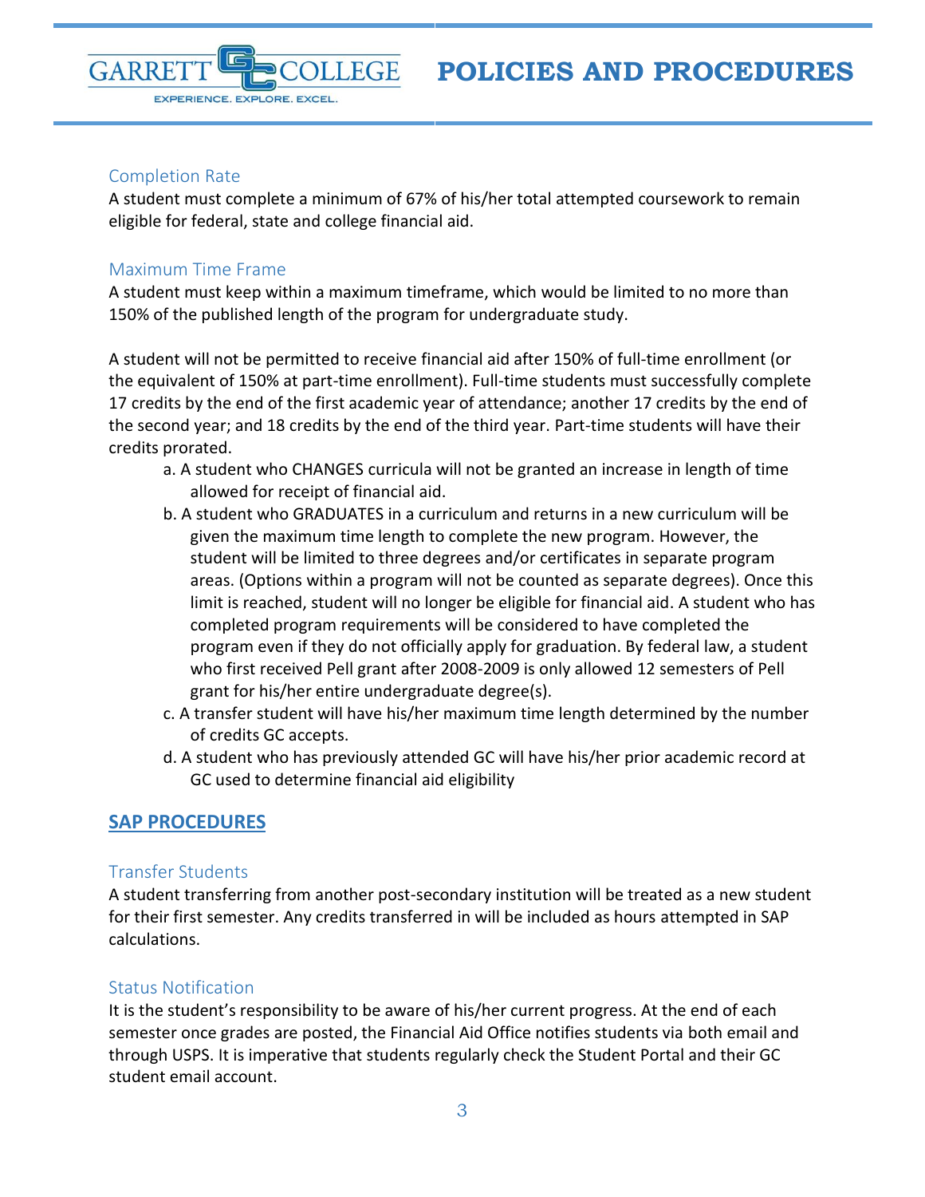### Completion Rate

A student must complete a minimum of 67% of his/her total attempted coursework to remain eligible for federal, state and college financial aid.

### Maximum Time Frame

A student must keep within a maximum timeframe, which would be limited to no more than 150% of the published length of the program for undergraduate study.

A student will not be permitted to receive financial aid after 150% of full-time enrollment (or the equivalent of 150% at part-time enrollment). Full-time students must successfully complete 17 credits by the end of the first academic year of attendance; another 17 credits by the end of the second year; and 18 credits by the end of the third year. Part-time students will have their credits prorated.

a. A student who CHANGES curricula will not be granted an increase in length of time allowed for receipt of financial aid.

b. A student who GRADUATES in a curriculum and returns in a new curriculum will be given the maximum time length to complete the new program. However, the student will be limited to three degrees and/or certificates in separate program areas. (Options within a program will not be counted as separate degrees). Once this limit is reached, student will no longer be eligible for financial aid. A student who has completed program requirements will be considered to have completed the program even if they do not officially apply for graduation. By federal law, a student who first received Pell grant after 2008-2009 is only allowed 12 semesters of Pell grant for his/her entire undergraduate degree(s).

c. A transfer student will have his/her maximum time length determined by the number of credits GC accepts.

d. A student who has previously attended GC will have his/her prior academic record at GC used to determine financial aid eligibility

## SAP PROCEDURES

### Transfer Students

A student transferring from another post-secondary institution will be treated as a new student for their first semester. Any credits transferred in will be included as hours attempted in SAP calculations.

### Status Notification

It is the student's responsibility to be aware of his/her current progress. At the end of each semester once grades are posted, the Financial Aid Office notifies students via both email and through USPS. It is imperative that students regularly check the Student Portal and their GC student email account.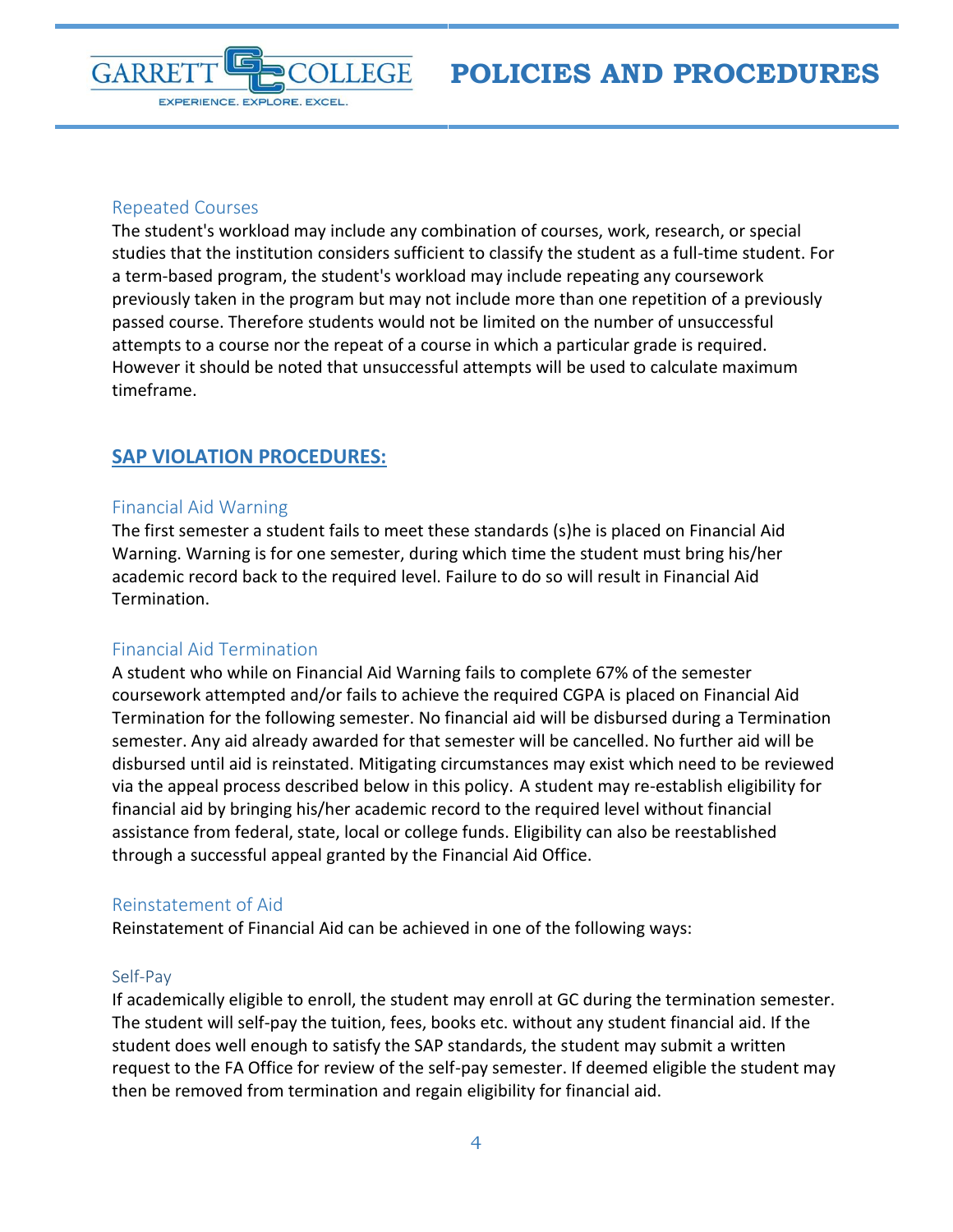### Repeated Courses

The student's workload may include any combination of courses, work, research, or special studies that the institution considers sufficient to classify the student as a full-time student. For a term-based program, the student's workload may include repeating any coursework previously taken in the program but may not include more than one repetition of a previously passed course. Therefore students would not be limited on the number of unsuccessful attempts to a course nor the repeat of a course in which a particular grade is required. However it should be noted that unsuccessful attempts will be used to calculate maximum timeframe.

## SAP VIOLATION PROCEDURES:

### Financial Aid Warning

The first semester a student fails to meet these standards (s)he is placed on Financial Aid Warning. Warning is for one semester, during which time the student must bring his/her academic record back to the required level. Failure to do so will result in Financial Aid Termination.

### Financial Aid Termination

A student who while on Financial Aid Warning fails to complete 67% of the semester coursework attempted and/or fails to achieve the required CGPA is placed on Financial Aid Termination for the following semester. No financial aid will be disbursed during a Termination semester. Any aid already awarded for that semester will be cancelled. No further aid will be disbursed until aid is reinstated. Mitigating circumstances may exist which need to be reviewed via the appeal process described below in this policy. A student may re-establish eligibility for financial aid by bringing his/her academic record to the required level without financial assistance from federal, state, local or college funds. Eligibility can also be reestablished through a successful appeal granted by the Financial Aid Office.

### Reinstatement of Aid

Reinstatement of Financial Aid can be achieved in one of the following ways:

#### Self-Pay

If academically eligible to enroll, the student may enroll at GC during the termination semester. The student will self-pay the tuition, fees, books etc. without any student financial aid. If the student does well enough to satisfy the SAP standards, the student may submit a written request to the FA Office for review of the self-pay semester. If deemed eligible the student may then be removed from termination and regain eligibility for financial aid.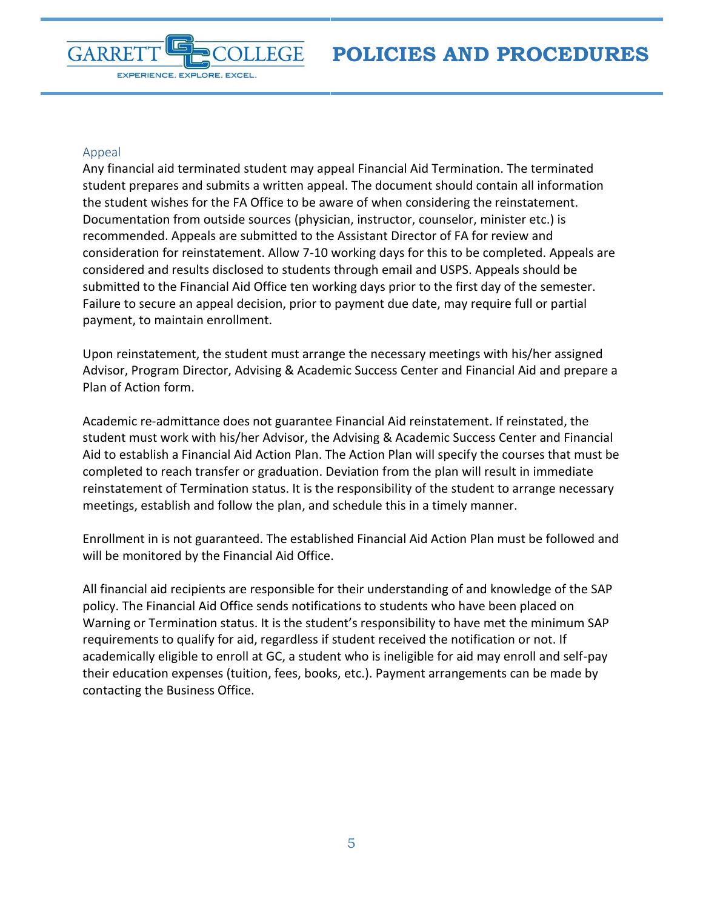### Appeal

Any financial aid terminated student may appeal Financial Aid Termination. The terminated student prepares and submits a written appeal. The document should contain all information the student wishes for the FA Office to be aware of when considering the reinstatement. Documentation from outside sources (physician, instructor, counselor, minister etc.) is recommended. Appeals are submitted to the Assistant Director of FA for review and consideration for reinstatement. Allow 7-10 working days for this to be completed. Appeals are considered and results disclosed to students through email and USPS. Appeals should be submitted to the Financial Aid Office ten working days prior to the first day of the semester. Failure to secure an appeal decision, prior to payment due date, may require full or partial payment, to maintain enrollment.

Upon reinstatement, the student must arrange the necessary meetings with his/her assigned Advisor, Program Director, Advising & Academic Success Center and Financial Aid and prepare a Plan of Action form.

Academic re-admittance does not guarantee Financial Aid reinstatement. If reinstated, the student must work with his/her Advisor, the Advising & Academic Success Center and Financial Aid to establish a Financial Aid Action Plan. The Action Plan will specify the courses that must be completed to reach transfer or graduation. Deviation from the plan will result in immediate reinstatement of Termination status. It is the responsibility of the student to arrange necessary meetings, establish and follow the plan, and schedule this in a timely manner.

Enrollment in is not guaranteed. The established Financial Aid Action Plan must be followed and will be monitored by the Financial Aid Office.

All financial aid recipients are responsible for their understanding of and knowledge of the SAP policy. The Financial Aid Office sends notifications to students who have been placed on Warning or Termination status. It is the student's responsibility to have met the minimum SAP requirements to qualify for aid, regardless if student received the notification or not. If academically eligible to enroll at GC, a student who is ineligible for aid may enroll and self-pay their education expenses (tuition, fees, books, etc.). Payment arrangements can be made by contacting the Business Office.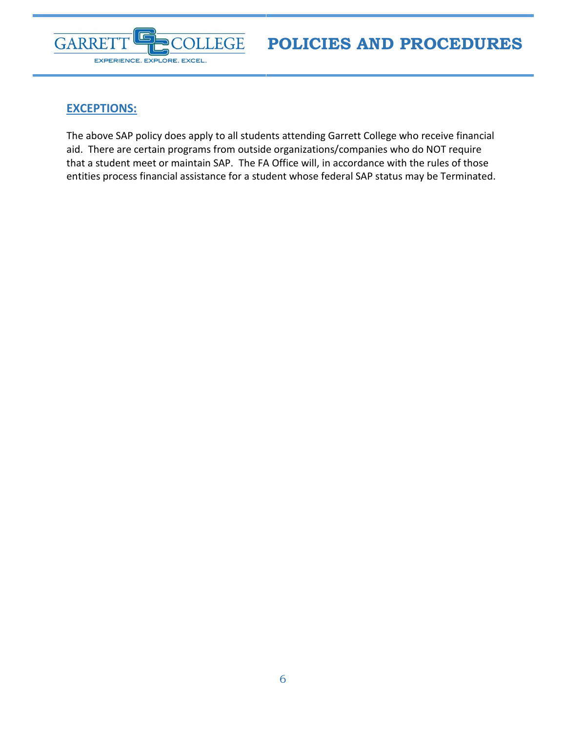## EXCEPTIONS:

The above SAP policy does apply to all students attending Garrett College who receive financial aid. There are certain programs from outside organizations/companies who do NOT require that a student meet or maintain SAP. The FA Office will, in accordance with the rules of those entities process financial assistance for a student whose federal SAP status may be Terminated.